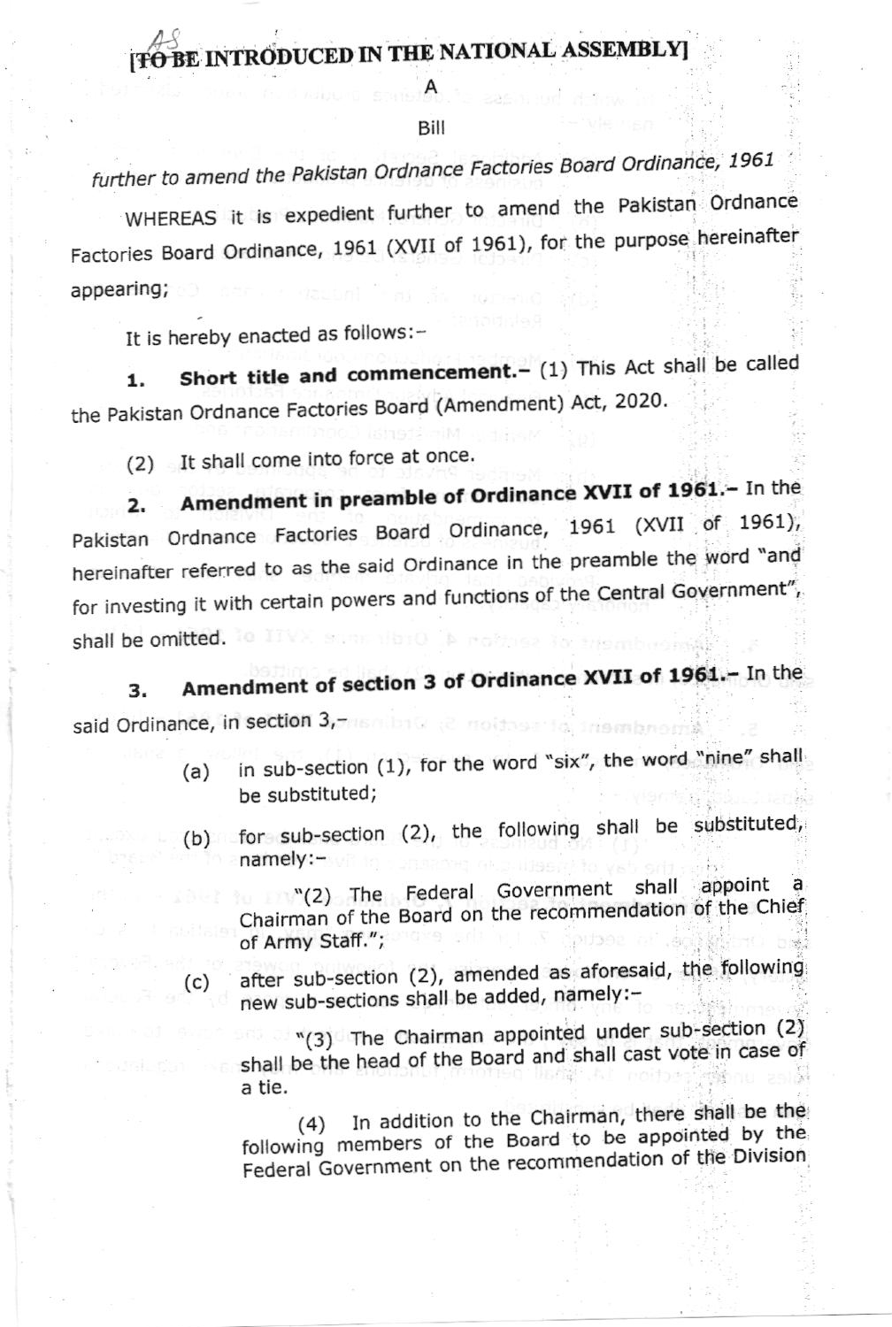[TO BE INTRODUCED IN THE NATIONAL ASSEMBLY]

A

Bill

*further to amend the Pakistan Ordnance Factories Board Ordinance, 1961*

WHEREAS it is expedient further to amend the Pakistan Ordnance Factories Board Ordinance, 1961 (XVII of 1961), for the purpose hereinafter appearing;

It is hereby enacted as follows:-

1. **Short title and commencement.-** (1) This Act shall be called the Pakistan Ordnance Factories Board (Amendment) Act, 2020.

(2) It shall come into force at once.

2. **Amendment in preamble of Ordinance XVII of 1961.-** In the Pakistan Ordnance Factories Board Ordinance, 1961 (XVII of 1961), hereinafter referred to as the said Ordinance in the preamble the word "and for investing it with certain powers and functions of the Central Government", shall be omitted.

3. **Amendment of section 3 of Ordinance XVII of 1961.-** In the said Ordinance, in section 3,-

(a) in sub-section (1), for the word "six", the word "nine" shall be substituted;

(b) for sub-section (2), the following shall be substituted, namely:-

"(2) The Federal Government shall appoint a Chairman of the Board on the recommendation of the Chief of Army Staff.";

(c) after sub-section (2), amended as aforesaid, the following new sub-sections shall be added, namely:-

"(3) The Chairman appointed under sub-section (2) shall be the head of the Board and shall cast vote in case of a tie.

(4) In addition to the Chairman, there shall be the following members of the Board to be appointed by the Federal Government on the recommendation of the Division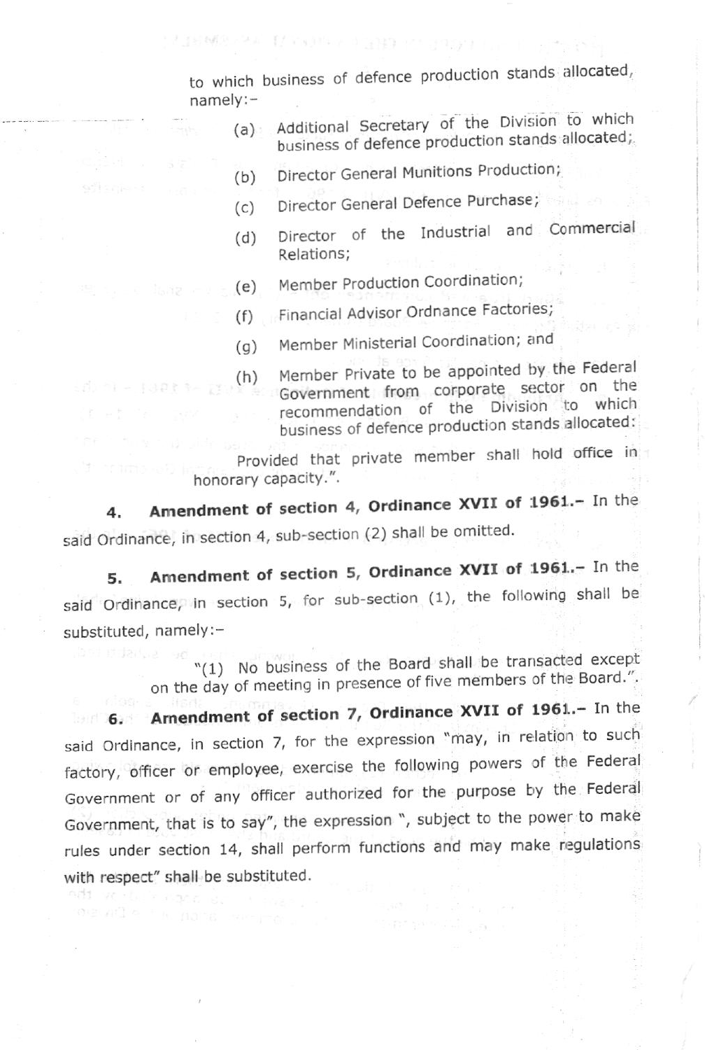to which business of defence production stands allocated, namely:-

> (a) Additional Secretary of the Division to which business of defence production stands allocated;
>
> (b) Director General Munitions Production;
>
> (c) Director General Defence Purchase;
>
> (d) Director of the Industrial and Commercial Relations;
>
> (e) Member Production Coordination;
>
> (f) Financial Advisor Ordnance Factories;
>
> (g) Member Ministerial Coordination; and
>
> (h) Member Private to be appointed by the Federal Government from corporate sector on the recommendation of the Division to which business of defence production stands allocated:
>
> Provided that private member shall hold office in honorary capacity.".

**4. Amendment of section 4, Ordinance XVII of 1961.-** In the said Ordinance, in section 4, sub-section (2) shall be omitted.

**5. Amendment of section 5, Ordinance XVII of 1961.-** In the said Ordinance, in section 5, for sub-section (1), the following shall be substituted, namely:-

> "(1) No business of the Board shall be transacted except on the day of meeting in presence of five members of the Board.".

**6. Amendment of section 7, Ordinance XVII of 1961.-** In the said Ordinance, in section 7, for the expression "may, in relation to such factory, officer or employee, exercise the following powers of the Federal Government or of any officer authorized for the purpose by the Federal Government, that is to say", the expression ", subject to the power to make rules under section 14, shall perform functions and may make regulations with respect" shall be substituted.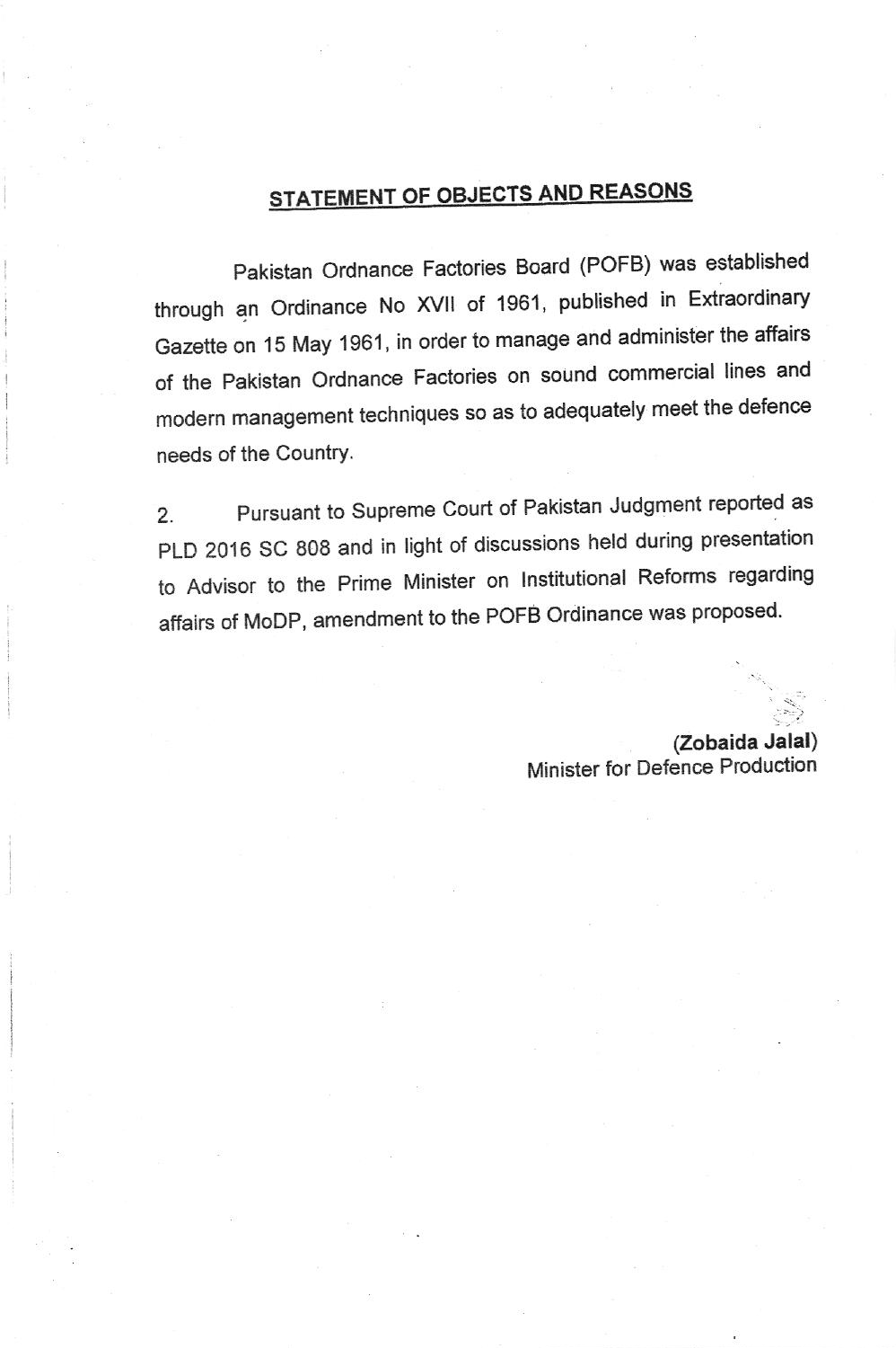## STATEMENT OF OBJECTS AND REASONS

Pakistan Ordnance Factories Board (POFB) was established through an Ordinance No XVII of 1961, published in Extraordinary Gazette on 15 May 1961, in order to manage and administer the affairs of the Pakistan Ordnance Factories on sound commercial lines and modern management techniques so as to adequately meet the defence needs of the Country.

2. Pursuant to Supreme Court of Pakistan Judgment reported as PLD 2016 SC 808 and in light of discussions held during presentation to Advisor to the Prime Minister on Institutional Reforms regarding affairs of MoDP, amendment to the POFB Ordinance was proposed.

**(Zobaida Jalal)**
Minister for Defence Production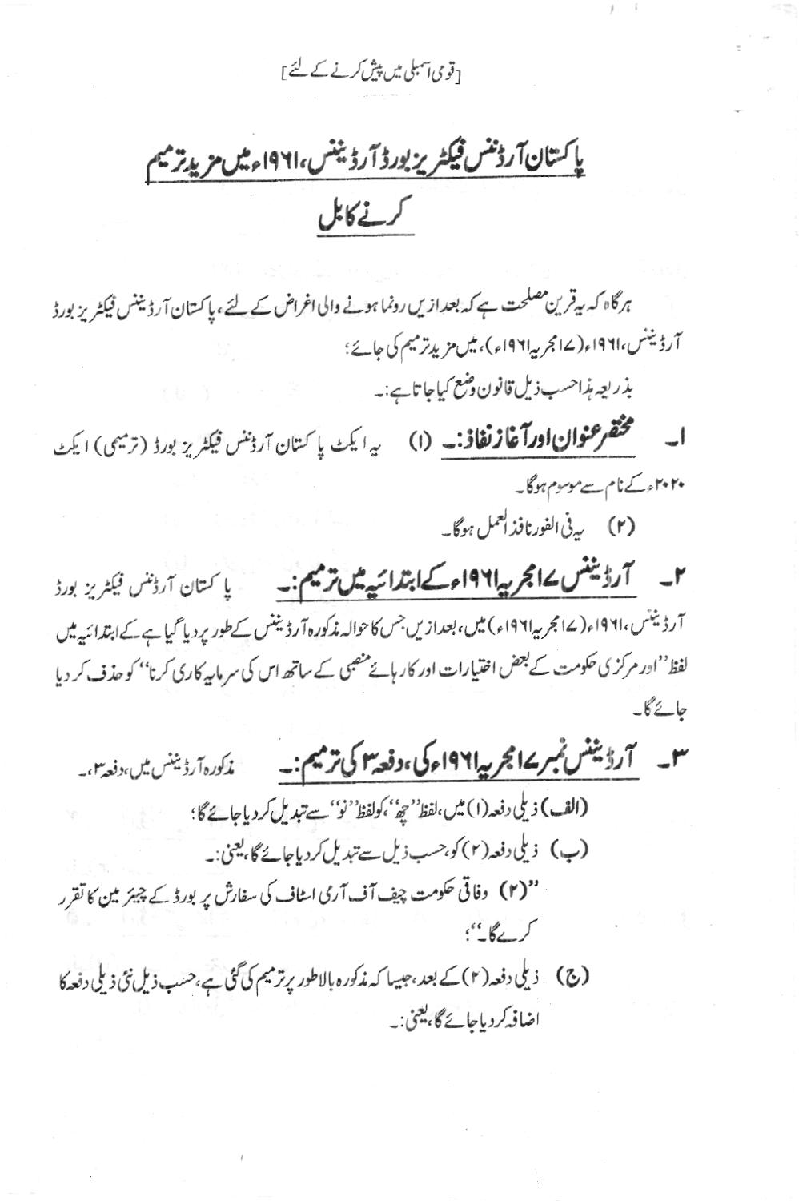[قومی اسمبلی میں پیش کرنے کے لئے]

# پاکستان آرڈننس فیکٹریز بورڈ آرڈیننس، ۱۹۶۱ء میں مزید ترمیم کرنے کا بل

ہرگاہ کہ یہ قرین مصلحت ہے کہ بعدازیں رونما ہونے والی اغراض کے لئے، پاکستان آرڈیننس فیکٹریز بورڈ آرڈیننس، ۱۹۶۱ء (۷ مجریہ ۱۹۶۱ء)، میں مزید ترمیم کی جائے؛

بذریعہ ہذا حسب ذیل قانون وضع کیا جاتا ہے:۔

۱۔ **مختصر عنوان اور آغاز نفاذ:۔** (۱) یہ ایکٹ پاکستان آرڈننس فیکٹریز بورڈ (ترمیمی) ایکٹ ۲۰۲۰ء کے نام سے موسوم ہوگا۔

(۲) یہ فی الفور نافذ العمل ہوگا۔

۲۔ **آرڈیننس ۷ مجریہ ۱۹۶۱ء کے ابتدائیہ میں ترمیم:۔** پاکستان آرڈننس فیکٹریز بورڈ آرڈیننس، ۱۹۶۱ء (۷ مجریہ ۱۹۶۱ء) میں، بعدازیں جس کا حوالہ مذکورہ آرڈیننس کے طور پر دیا گیا ہے کے ابتدائیہ میں لفظ ''اور مرکزی حکومت کے بعض اختیارات اور کارہائے منصبی کے ساتھ اس کی سرمایہ کاری کرنا'' کو حذف کر دیا جائے گا۔

۳۔ **آرڈیننس نمبر ۷ مجریہ ۱۹۶۱ء کی، دفعہ ۳ کی ترمیم:۔** مذکورہ آرڈیننس میں، دفعہ ۳،۔

(الف) ذیلی دفعہ (۱) میں، لفظ ''چھ''، کو لفظ ''نو'' سے تبدیل کر دیا جائے گا؛

(ب) ذیلی دفعہ (۲) کو، حسب ذیل سے تبدیل کر دیا جائے گا، یعنی:۔

''(۲) وفاقی حکومت چیف آف آرمی اسٹاف کی سفارش پر بورڈ کے چیئرمین کا تقرر کرے گا''؛

(ج) ذیلی دفعہ (۲) کے بعد، جیسا کہ مذکورہ بالا طور پر ترمیم کی گئی ہے، حسب ذیل نئی ذیلی دفعہ کا اضافہ کر دیا جائے گا، یعنی:۔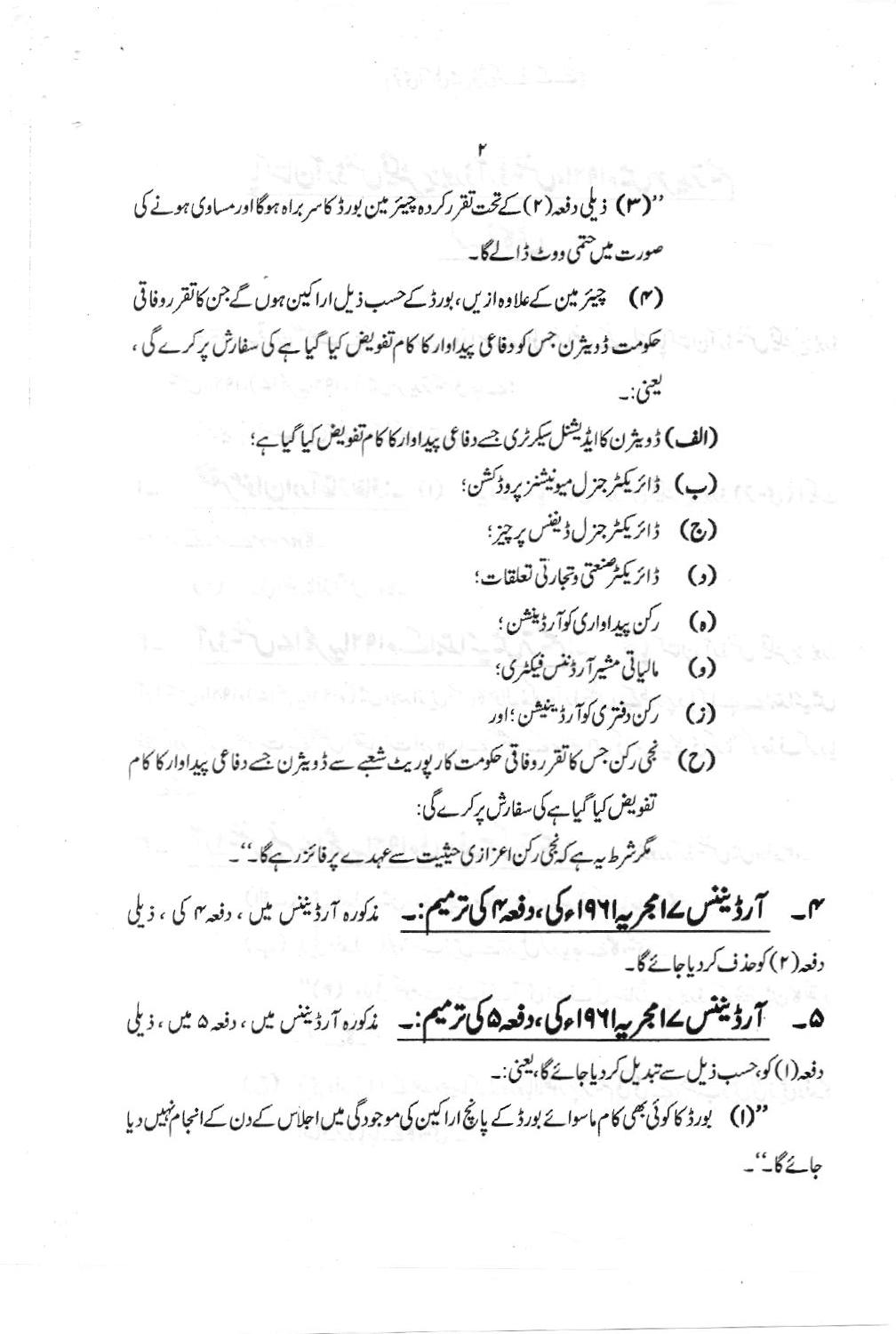"(۳) ذیلی دفعہ (۲) کے تحت تقرر کردہ چیئرمین بورڈ کا سربراہ ہوگا اور مساوی ہونے کی صورت میں حتمی ووٹ ڈالے گا۔

(۴) چیئرمین کے علاوہ ازیں، بورڈ کے حسب ذیل اراکین ہوں گے جن کا تقرر وفاقی حکومت ڈویژن جس کو دفاعی پیداوار کا کام تفویض کیا گیا ہے کی سفارش پر کرے گی، یعنی:۔

**(الف)** ڈویژن کا ایڈیشنل سیکرٹری جسے دفاعی پیداوار کا کام تفویض کیا گیا ہے؛

**(ب)** ڈائریکٹر جنرل میونیشنز پروڈکشن؛

(ج) ڈائریکٹر جنرل ڈیفنس پرچیز؛

(د) ڈائریکٹر صنعتی و تجارتی تعلقات؛

(ہ) رکن پیداواری کوآرڈینیشن؛

(و) مالیاتی مشیر آرڈننس فیکٹری؛

(ز) رکن دفتری کوآرڈینیشن؛ اور

(ح) نجی رکن جس کا تقرر وفاقی حکومت کارپوریٹ شعبے سے ڈویژن جسے دفاعی پیداوار کا کام تفویض کیا گیا ہے کی سفارش پر کرے گی:

مگر شرط یہ ہے کہ نجی رکن اعزازی حیثیت سے عہدے پر فائز رہے گا"۔

**۴۔ آرڈیننس ۱۷ مجریہ ۱۹۶۱ء کی، دفعہ ۴ کی ترمیم:۔** مذکورہ آرڈیننس میں، دفعہ ۴ کی، ذیلی دفعہ (۲) کو حذف کر دیا جائے گا۔

**۵۔ آرڈیننس ۱۷ مجریہ ۱۹۶۱ء کی، دفعہ ۵ کی ترمیم:۔** مذکورہ آرڈیننس میں، دفعہ ۵ میں، ذیلی دفعہ (۱) کو، حسب ذیل سے تبدیل کر دیا جائے گا، یعنی:۔

"(۱) بورڈ کا کوئی بھی کام ماسوائے بورڈ کے پانچ اراکین کی موجودگی میں اجلاس کے دن کے انجام نہیں دیا جائے گا"۔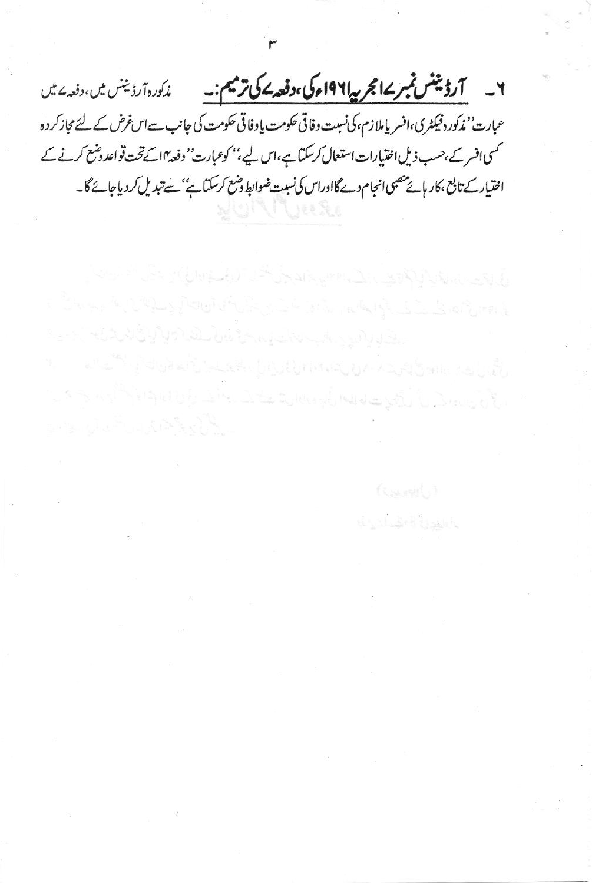۶۔ **آرڈیننس نمبر ۷ امجریہ ۱۹۶۱ء کی، دفعہ ۷ کی ترمیم:۔** مذکورہ آرڈیننس میں، دفعہ ۷ میں عبارت ''مذکورہ فیکٹری، افسر یا ملازم، کی نسبت وفاقی حکومت یا وفاقی حکومت کی جانب سے اس غرض کے لئے مجاز کردہ کسی افسر کے، حسب ذیل اختیارات استعمال کرسکتا ہے، اس لیے،'' کو عبارت ''دفعہ ۱۴ کے تحت قواعد وضع کرنے کے اختیار کے تابع، کارہائے منصبی انجام دے گا اور اس کی نسبت ضوابط وضع کرسکتا ہے'' سے تبدیل کردیا جائے گا۔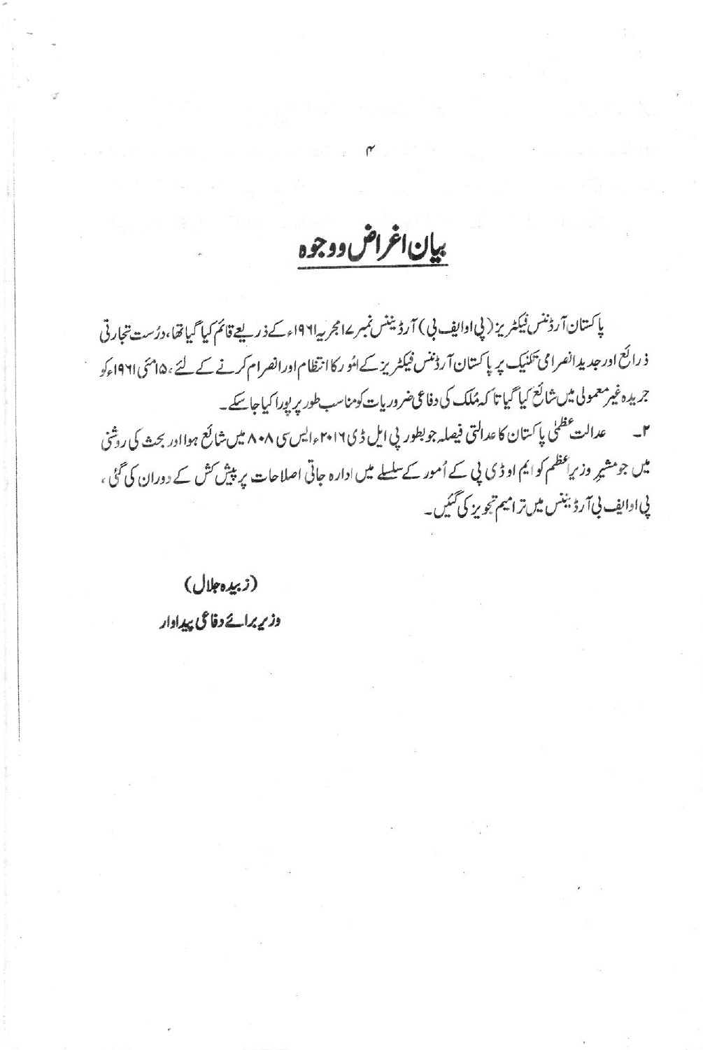# بیان اغراض ووجوہ

پاکستان آرڈننس فیکٹریز (پی او ایف بی) آرڈیننس نمبر ۱۷ مجریہ ۱۹۶۱ء کے ذریعے قائم کیا گیا تھا، دُرست تجارتی ذرائع اور جدید انصرامی تکنیک پر پاکستان آرڈننس فیکٹریز کے امُور کا انتظام اور انصرام کرنے کے لئے، ۱۵ مئی ۱۹۶۱ء کو جریدہ غیر معمولی میں شائع کیا گیا تا کہ مُلک کی دفاعی ضروریات کو مناسب طور پر پورا کیا جا سکے۔

۲۔ عدالت عظمیٰ پاکستان کا عدالتی فیصلہ جو بطور پی ایل ڈی ۲۰۱۶ء ایس سی ۸۰۸ میں شائع ہوا اور بحث کی روشنی میں جو مشیرِ وزیر اعظم کو ایم او ڈی پی کے اُمور کے سلسلے میں ادارہ جاتی اصلاحات پر پیش کش کے دوران کی گئی، پی او ایف بی آرڈیننس میں ترامیم تجویز کی گئیں۔

**(زبیدہ جلال)**

**وزیر برائے دفاعی پیداوار**